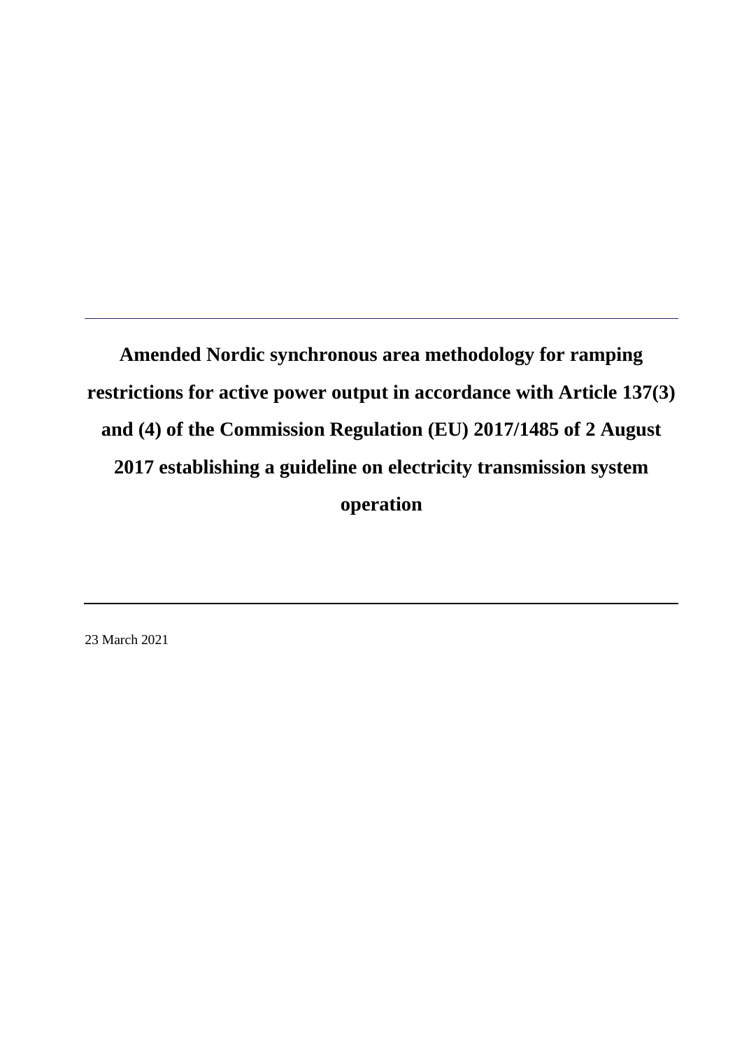# Amended Nordic synchronous area methodology for ramping restrictions for active power output in accordance with Article 137(3) and (4) of the Commission Regulation (EU) 2017/1485 of 2 August 2017 establishing a guideline on electricity transmission system operation

23 March 2021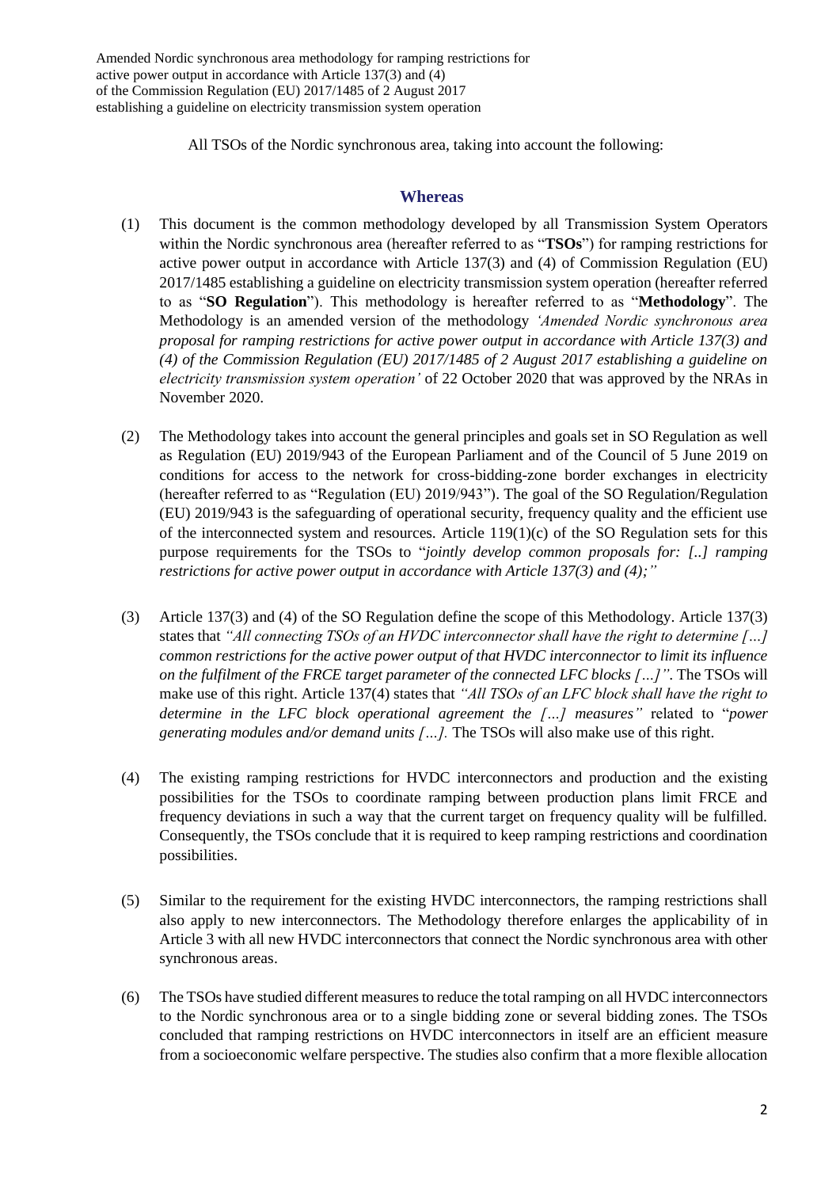Amended Nordic synchronous area methodology for ramping restrictions for active power output in accordance with Article 137(3) and (4) of the Commission Regulation (EU) 2017/1485 of 2 August 2017 establishing a guideline on electricity transmission system operation

All TSOs of the Nordic synchronous area, taking into account the following:

## Whereas

(1) This document is the common methodology developed by all Transmission System Operators within the Nordic synchronous area (hereafter referred to as "**TSOs**") for ramping restrictions for active power output in accordance with Article 137(3) and (4) of Commission Regulation (EU) 2017/1485 establishing a guideline on electricity transmission system operation (hereafter referred to as "**SO Regulation**"). This methodology is hereafter referred to as "**Methodology**". The Methodology is an amended version of the methodology *'Amended Nordic synchronous area proposal for ramping restrictions for active power output in accordance with Article 137(3) and (4) of the Commission Regulation (EU) 2017/1485 of 2 August 2017 establishing a guideline on electricity transmission system operation'* of 22 October 2020 that was approved by the NRAs in November 2020.

(2) The Methodology takes into account the general principles and goals set in SO Regulation as well as Regulation (EU) 2019/943 of the European Parliament and of the Council of 5 June 2019 on conditions for access to the network for cross-bidding-zone border exchanges in electricity (hereafter referred to as "Regulation (EU) 2019/943"). The goal of the SO Regulation/Regulation (EU) 2019/943 is the safeguarding of operational security, frequency quality and the efficient use of the interconnected system and resources. Article 119(1)(c) of the SO Regulation sets for this purpose requirements for the TSOs to "*jointly develop common proposals for: [..] ramping restrictions for active power output in accordance with Article 137(3) and (4);"*

(3) Article 137(3) and (4) of the SO Regulation define the scope of this Methodology. Article 137(3) states that *"All connecting TSOs of an HVDC interconnector shall have the right to determine […] common restrictions for the active power output of that HVDC interconnector to limit its influence on the fulfilment of the FRCE target parameter of the connected LFC blocks […]"*. The TSOs will make use of this right. Article 137(4) states that *"All TSOs of an LFC block shall have the right to determine in the LFC block operational agreement the […] measures"* related to "*power generating modules and/or demand units […].* The TSOs will also make use of this right.

(4) The existing ramping restrictions for HVDC interconnectors and production and the existing possibilities for the TSOs to coordinate ramping between production plans limit FRCE and frequency deviations in such a way that the current target on frequency quality will be fulfilled. Consequently, the TSOs conclude that it is required to keep ramping restrictions and coordination possibilities.

(5) Similar to the requirement for the existing HVDC interconnectors, the ramping restrictions shall also apply to new interconnectors. The Methodology therefore enlarges the applicability of in Article 3 with all new HVDC interconnectors that connect the Nordic synchronous area with other synchronous areas.

(6) The TSOs have studied different measures to reduce the total ramping on all HVDC interconnectors to the Nordic synchronous area or to a single bidding zone or several bidding zones. The TSOs concluded that ramping restrictions on HVDC interconnectors in itself are an efficient measure from a socioeconomic welfare perspective. The studies also confirm that a more flexible allocation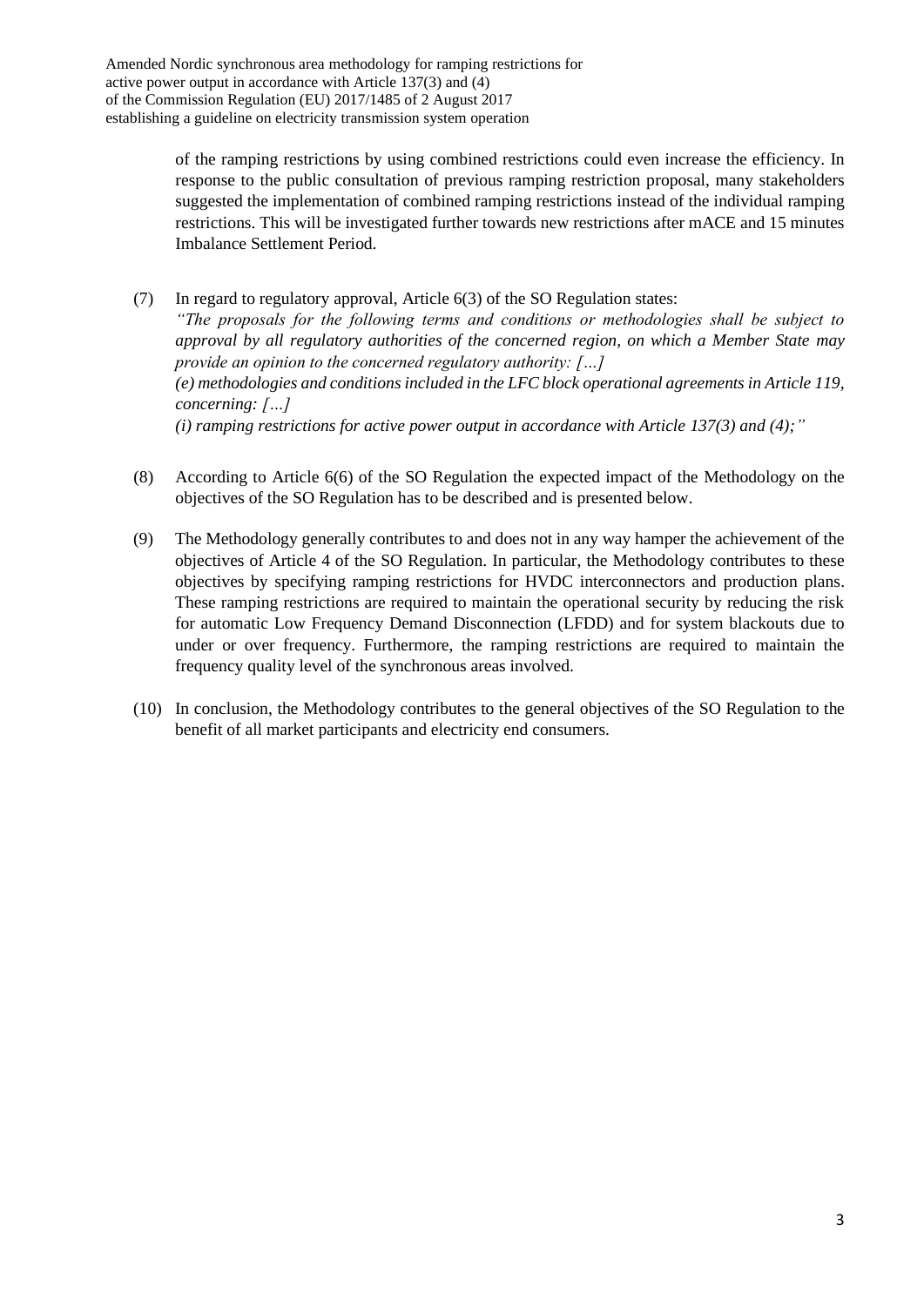of the ramping restrictions by using combined restrictions could even increase the efficiency. In response to the public consultation of previous ramping restriction proposal, many stakeholders suggested the implementation of combined ramping restrictions instead of the individual ramping restrictions. This will be investigated further towards new restrictions after mACE and 15 minutes Imbalance Settlement Period.

(7) In regard to regulatory approval, Article 6(3) of the SO Regulation states:
*"The proposals for the following terms and conditions or methodologies shall be subject to approval by all regulatory authorities of the concerned region, on which a Member State may provide an opinion to the concerned regulatory authority: […]*
*(e) methodologies and conditions included in the LFC block operational agreements in Article 119, concerning: […]*
*(i) ramping restrictions for active power output in accordance with Article 137(3) and (4);"*

(8) According to Article 6(6) of the SO Regulation the expected impact of the Methodology on the objectives of the SO Regulation has to be described and is presented below.

(9) The Methodology generally contributes to and does not in any way hamper the achievement of the objectives of Article 4 of the SO Regulation. In particular, the Methodology contributes to these objectives by specifying ramping restrictions for HVDC interconnectors and production plans. These ramping restrictions are required to maintain the operational security by reducing the risk for automatic Low Frequency Demand Disconnection (LFDD) and for system blackouts due to under or over frequency. Furthermore, the ramping restrictions are required to maintain the frequency quality level of the synchronous areas involved.

(10) In conclusion, the Methodology contributes to the general objectives of the SO Regulation to the benefit of all market participants and electricity end consumers.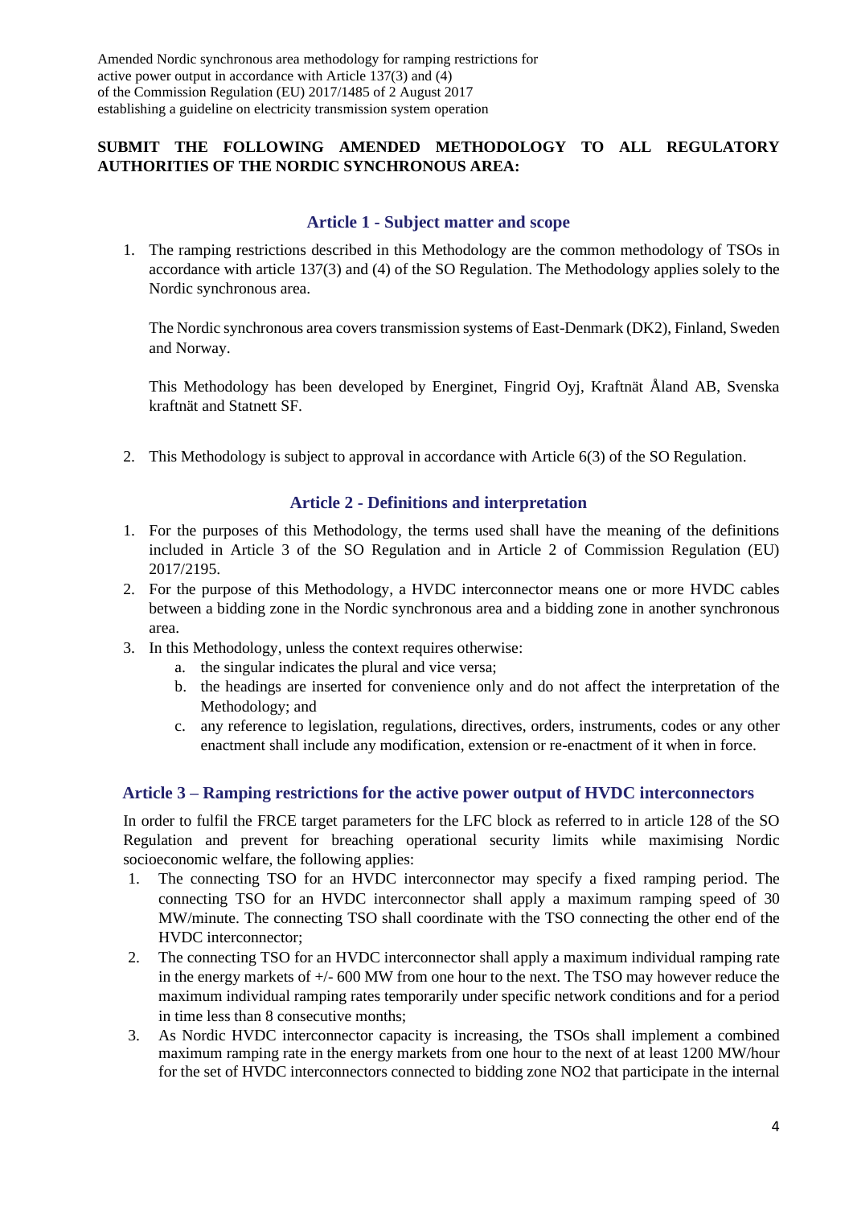Amended Nordic synchronous area methodology for ramping restrictions for active power output in accordance with Article 137(3) and (4) of the Commission Regulation (EU) 2017/1485 of 2 August 2017 establishing a guideline on electricity transmission system operation

**SUBMIT THE FOLLOWING AMENDED METHODOLOGY TO ALL REGULATORY AUTHORITIES OF THE NORDIC SYNCHRONOUS AREA:**

## Article 1 - Subject matter and scope

1. The ramping restrictions described in this Methodology are the common methodology of TSOs in accordance with article 137(3) and (4) of the SO Regulation. The Methodology applies solely to the Nordic synchronous area.

   The Nordic synchronous area covers transmission systems of East-Denmark (DK2), Finland, Sweden and Norway.

   This Methodology has been developed by Energinet, Fingrid Oyj, Kraftnät Åland AB, Svenska kraftnät and Statnett SF.

2. This Methodology is subject to approval in accordance with Article 6(3) of the SO Regulation.

## Article 2 - Definitions and interpretation

1. For the purposes of this Methodology, the terms used shall have the meaning of the definitions included in Article 3 of the SO Regulation and in Article 2 of Commission Regulation (EU) 2017/2195.
2. For the purpose of this Methodology, a HVDC interconnector means one or more HVDC cables between a bidding zone in the Nordic synchronous area and a bidding zone in another synchronous area.
3. In this Methodology, unless the context requires otherwise:
   a. the singular indicates the plural and vice versa;
   b. the headings are inserted for convenience only and do not affect the interpretation of the Methodology; and
   c. any reference to legislation, regulations, directives, orders, instruments, codes or any other enactment shall include any modification, extension or re-enactment of it when in force.

## Article 3 – Ramping restrictions for the active power output of HVDC interconnectors

In order to fulfil the FRCE target parameters for the LFC block as referred to in article 128 of the SO Regulation and prevent for breaching operational security limits while maximising Nordic socioeconomic welfare, the following applies:

1. The connecting TSO for an HVDC interconnector may specify a fixed ramping period. The connecting TSO for an HVDC interconnector shall apply a maximum ramping speed of 30 MW/minute. The connecting TSO shall coordinate with the TSO connecting the other end of the HVDC interconnector;
2. The connecting TSO for an HVDC interconnector shall apply a maximum individual ramping rate in the energy markets of +/- 600 MW from one hour to the next. The TSO may however reduce the maximum individual ramping rates temporarily under specific network conditions and for a period in time less than 8 consecutive months;
3. As Nordic HVDC interconnector capacity is increasing, the TSOs shall implement a combined maximum ramping rate in the energy markets from one hour to the next of at least 1200 MW/hour for the set of HVDC interconnectors connected to bidding zone NO2 that participate in the internal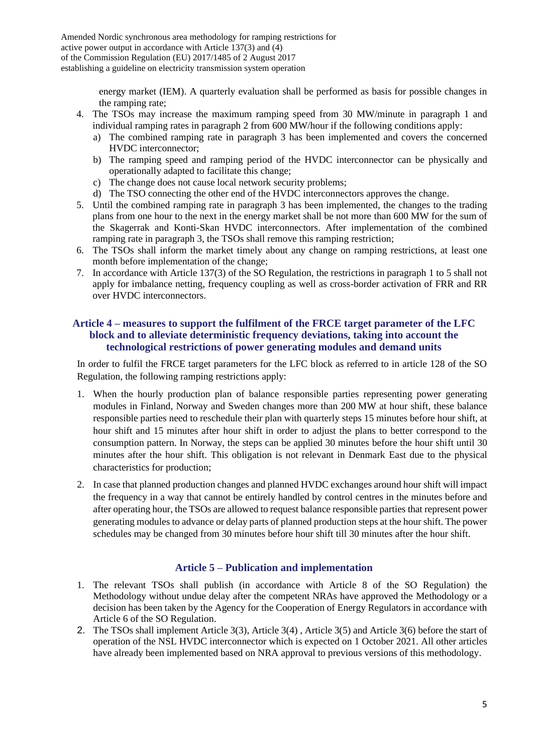energy market (IEM). A quarterly evaluation shall be performed as basis for possible changes in the ramping rate;

4. The TSOs may increase the maximum ramping speed from 30 MW/minute in paragraph 1 and individual ramping rates in paragraph 2 from 600 MW/hour if the following conditions apply:
   a) The combined ramping rate in paragraph 3 has been implemented and covers the concerned HVDC interconnector;
   b) The ramping speed and ramping period of the HVDC interconnector can be physically and operationally adapted to facilitate this change;
   c) The change does not cause local network security problems;
   d) The TSO connecting the other end of the HVDC interconnectors approves the change.
5. Until the combined ramping rate in paragraph 3 has been implemented, the changes to the trading plans from one hour to the next in the energy market shall be not more than 600 MW for the sum of the Skagerrak and Konti-Skan HVDC interconnectors. After implementation of the combined ramping rate in paragraph 3, the TSOs shall remove this ramping restriction;
6. The TSOs shall inform the market timely about any change on ramping restrictions, at least one month before implementation of the change;
7. In accordance with Article 137(3) of the SO Regulation, the restrictions in paragraph 1 to 5 shall not apply for imbalance netting, frequency coupling as well as cross-border activation of FRR and RR over HVDC interconnectors.

## Article 4 – measures to support the fulfilment of the FRCE target parameter of the LFC block and to alleviate deterministic frequency deviations, taking into account the technological restrictions of power generating modules and demand units

In order to fulfil the FRCE target parameters for the LFC block as referred to in article 128 of the SO Regulation, the following ramping restrictions apply:

1. When the hourly production plan of balance responsible parties representing power generating modules in Finland, Norway and Sweden changes more than 200 MW at hour shift, these balance responsible parties need to reschedule their plan with quarterly steps 15 minutes before hour shift, at hour shift and 15 minutes after hour shift in order to adjust the plans to better correspond to the consumption pattern. In Norway, the steps can be applied 30 minutes before the hour shift until 30 minutes after the hour shift. This obligation is not relevant in Denmark East due to the physical characteristics for production;

2. In case that planned production changes and planned HVDC exchanges around hour shift will impact the frequency in a way that cannot be entirely handled by control centres in the minutes before and after operating hour, the TSOs are allowed to request balance responsible parties that represent power generating modules to advance or delay parts of planned production steps at the hour shift. The power schedules may be changed from 30 minutes before hour shift till 30 minutes after the hour shift.

## Article 5 – Publication and implementation

1. The relevant TSOs shall publish (in accordance with Article 8 of the SO Regulation) the Methodology without undue delay after the competent NRAs have approved the Methodology or a decision has been taken by the Agency for the Cooperation of Energy Regulators in accordance with Article 6 of the SO Regulation.
2. The TSOs shall implement Article 3(3), Article 3(4) , Article 3(5) and Article 3(6) before the start of operation of the NSL HVDC interconnector which is expected on 1 October 2021. All other articles have already been implemented based on NRA approval to previous versions of this methodology.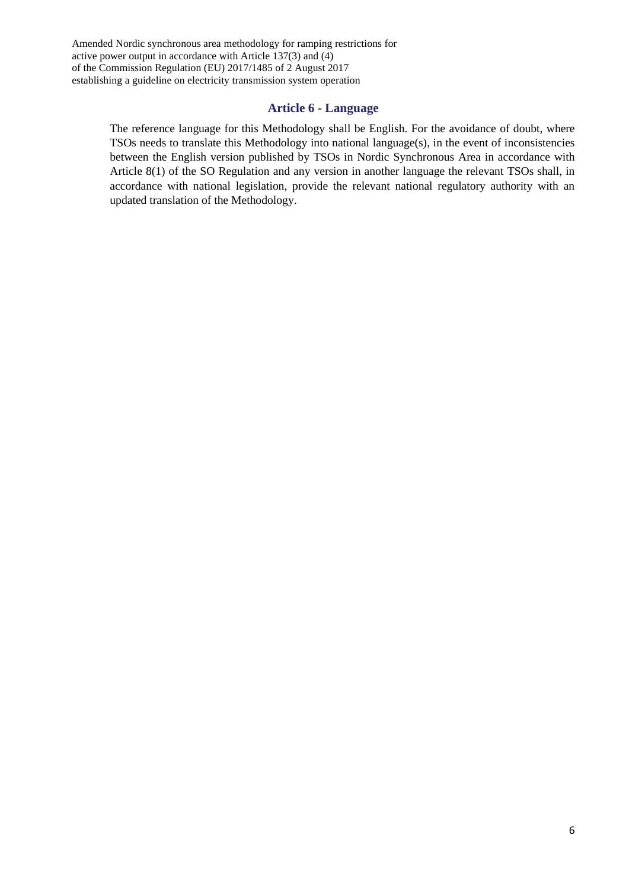## Article 6 - Language

The reference language for this Methodology shall be English. For the avoidance of doubt, where TSOs needs to translate this Methodology into national language(s), in the event of inconsistencies between the English version published by TSOs in Nordic Synchronous Area in accordance with Article 8(1) of the SO Regulation and any version in another language the relevant TSOs shall, in accordance with national legislation, provide the relevant national regulatory authority with an updated translation of the Methodology.